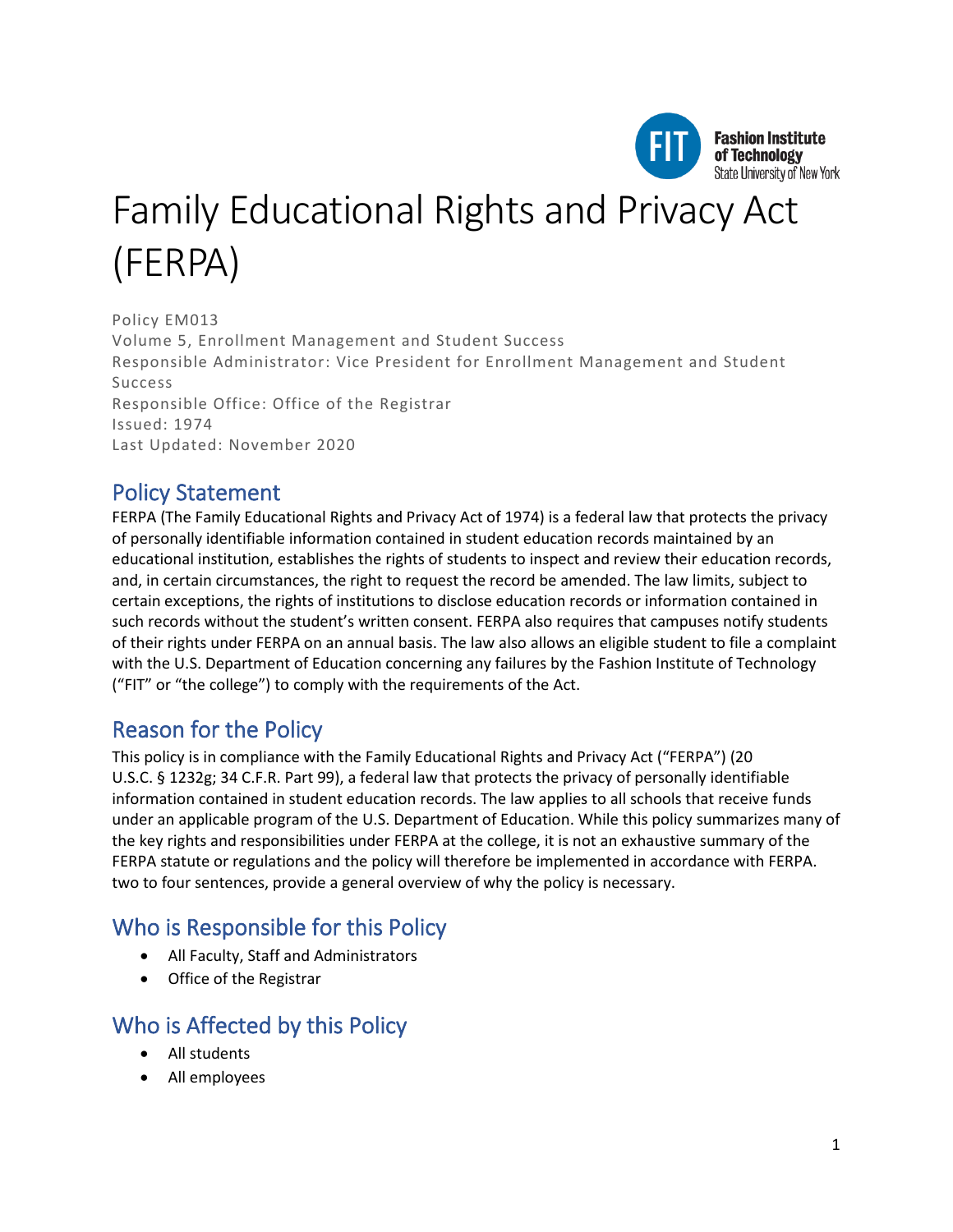# Family Educational Rights and Privacy Act (FERPA)

Policy EM013
Volume 5, Enrollment Management and Student Success
Responsible Administrator: Vice President for Enrollment Management and Student Success
Responsible Office: Office of the Registrar
Issued: 1974
Last Updated: November 2020

## Policy Statement

FERPA (The Family Educational Rights and Privacy Act of 1974) is a federal law that protects the privacy of personally identifiable information contained in student education records maintained by an educational institution, establishes the rights of students to inspect and review their education records, and, in certain circumstances, the right to request the record be amended. The law limits, subject to certain exceptions, the rights of institutions to disclose education records or information contained in such records without the student's written consent. FERPA also requires that campuses notify students of their rights under FERPA on an annual basis. The law also allows an eligible student to file a complaint with the U.S. Department of Education concerning any failures by the Fashion Institute of Technology ("FIT" or "the college") to comply with the requirements of the Act.

## Reason for the Policy

This policy is in compliance with the Family Educational Rights and Privacy Act ("FERPA") (20 U.S.C. § 1232g; 34 C.F.R. Part 99), a federal law that protects the privacy of personally identifiable information contained in student education records. The law applies to all schools that receive funds under an applicable program of the U.S. Department of Education. While this policy summarizes many of the key rights and responsibilities under FERPA at the college, it is not an exhaustive summary of the FERPA statute or regulations and the policy will therefore be implemented in accordance with FERPA. two to four sentences, provide a general overview of why the policy is necessary.

## Who is Responsible for this Policy

- All Faculty, Staff and Administrators
- Office of the Registrar

## Who is Affected by this Policy

- All students
- All employees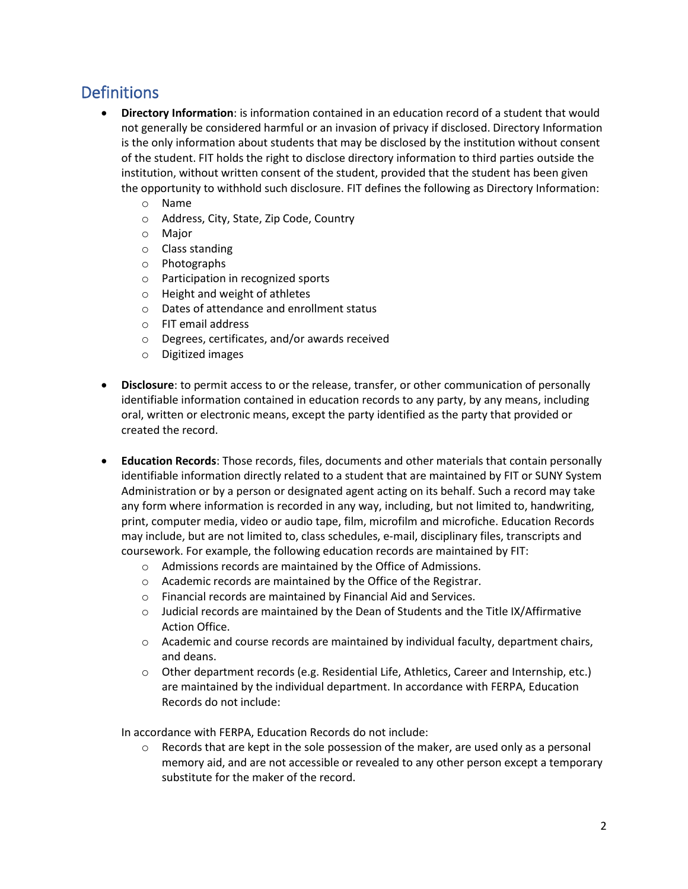## Definitions

- **Directory Information**: is information contained in an education record of a student that would not generally be considered harmful or an invasion of privacy if disclosed. Directory Information is the only information about students that may be disclosed by the institution without consent of the student. FIT holds the right to disclose directory information to third parties outside the institution, without written consent of the student, provided that the student has been given the opportunity to withhold such disclosure. FIT defines the following as Directory Information:
  - Name
  - Address, City, State, Zip Code, Country
  - Major
  - Class standing
  - Photographs
  - Participation in recognized sports
  - Height and weight of athletes
  - Dates of attendance and enrollment status
  - FIT email address
  - Degrees, certificates, and/or awards received
  - Digitized images

- **Disclosure**: to permit access to or the release, transfer, or other communication of personally identifiable information contained in education records to any party, by any means, including oral, written or electronic means, except the party identified as the party that provided or created the record.

- **Education Records**: Those records, files, documents and other materials that contain personally identifiable information directly related to a student that are maintained by FIT or SUNY System Administration or by a person or designated agent acting on its behalf. Such a record may take any form where information is recorded in any way, including, but not limited to, handwriting, print, computer media, video or audio tape, film, microfilm and microfiche. Education Records may include, but are not limited to, class schedules, e-mail, disciplinary files, transcripts and coursework. For example, the following education records are maintained by FIT:
  - Admissions records are maintained by the Office of Admissions.
  - Academic records are maintained by the Office of the Registrar.
  - Financial records are maintained by Financial Aid and Services.
  - Judicial records are maintained by the Dean of Students and the Title IX/Affirmative Action Office.
  - Academic and course records are maintained by individual faculty, department chairs, and deans.
  - Other department records (e.g. Residential Life, Athletics, Career and Internship, etc.) are maintained by the individual department. In accordance with FERPA, Education Records do not include:

  In accordance with FERPA, Education Records do not include:
  - Records that are kept in the sole possession of the maker, are used only as a personal memory aid, and are not accessible or revealed to any other person except a temporary substitute for the maker of the record.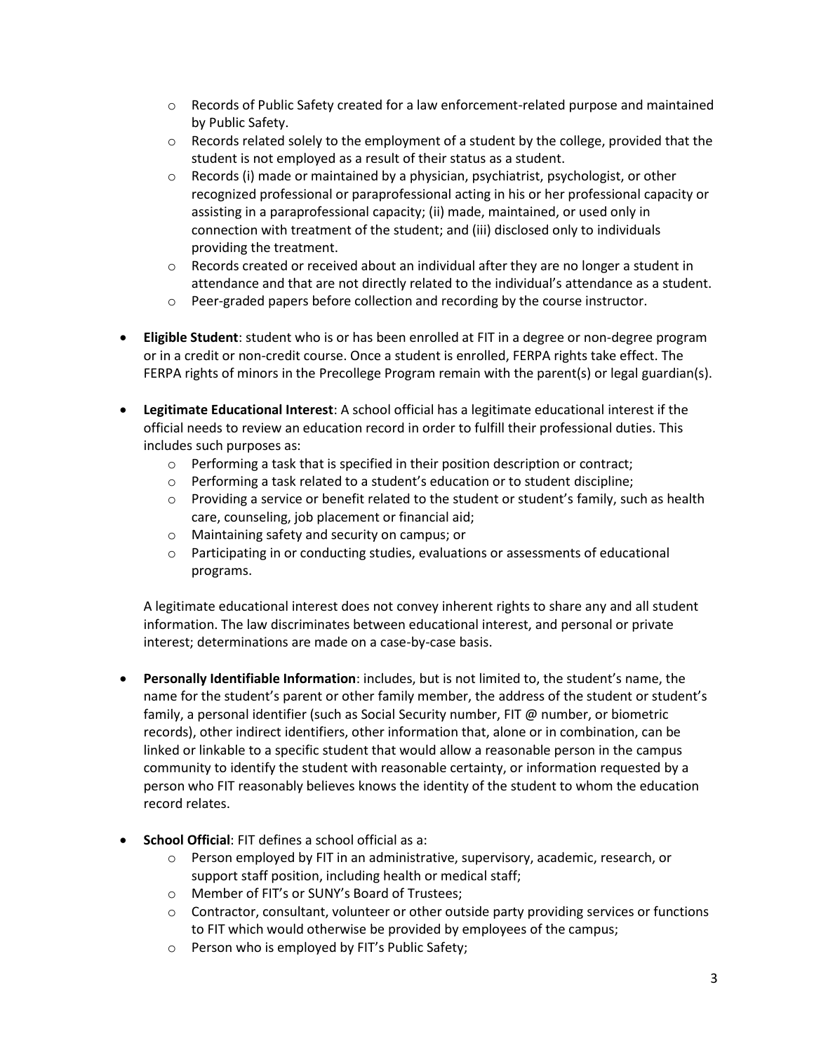- Records of Public Safety created for a law enforcement-related purpose and maintained by Public Safety.
    - Records related solely to the employment of a student by the college, provided that the student is not employed as a result of their status as a student.
    - Records (i) made or maintained by a physician, psychiatrist, psychologist, or other recognized professional or paraprofessional acting in his or her professional capacity or assisting in a paraprofessional capacity; (ii) made, maintained, or used only in connection with treatment of the student; and (iii) disclosed only to individuals providing the treatment.
    - Records created or received about an individual after they are no longer a student in attendance and that are not directly related to the individual's attendance as a student.
    - Peer-graded papers before collection and recording by the course instructor.

- **Eligible Student**: student who is or has been enrolled at FIT in a degree or non-degree program or in a credit or non-credit course. Once a student is enrolled, FERPA rights take effect. The FERPA rights of minors in the Precollege Program remain with the parent(s) or legal guardian(s).

- **Legitimate Educational Interest**: A school official has a legitimate educational interest if the official needs to review an education record in order to fulfill their professional duties. This includes such purposes as:
    - Performing a task that is specified in their position description or contract;
    - Performing a task related to a student's education or to student discipline;
    - Providing a service or benefit related to the student or student's family, such as health care, counseling, job placement or financial aid;
    - Maintaining safety and security on campus; or
    - Participating in or conducting studies, evaluations or assessments of educational programs.

  A legitimate educational interest does not convey inherent rights to share any and all student information. The law discriminates between educational interest, and personal or private interest; determinations are made on a case-by-case basis.

- **Personally Identifiable Information**: includes, but is not limited to, the student's name, the name for the student's parent or other family member, the address of the student or student's family, a personal identifier (such as Social Security number, FIT @ number, or biometric records), other indirect identifiers, other information that, alone or in combination, can be linked or linkable to a specific student that would allow a reasonable person in the campus community to identify the student with reasonable certainty, or information requested by a person who FIT reasonably believes knows the identity of the student to whom the education record relates.

- **School Official**: FIT defines a school official as a:
    - Person employed by FIT in an administrative, supervisory, academic, research, or support staff position, including health or medical staff;
    - Member of FIT's or SUNY's Board of Trustees;
    - Contractor, consultant, volunteer or other outside party providing services or functions to FIT which would otherwise be provided by employees of the campus;
    - Person who is employed by FIT's Public Safety;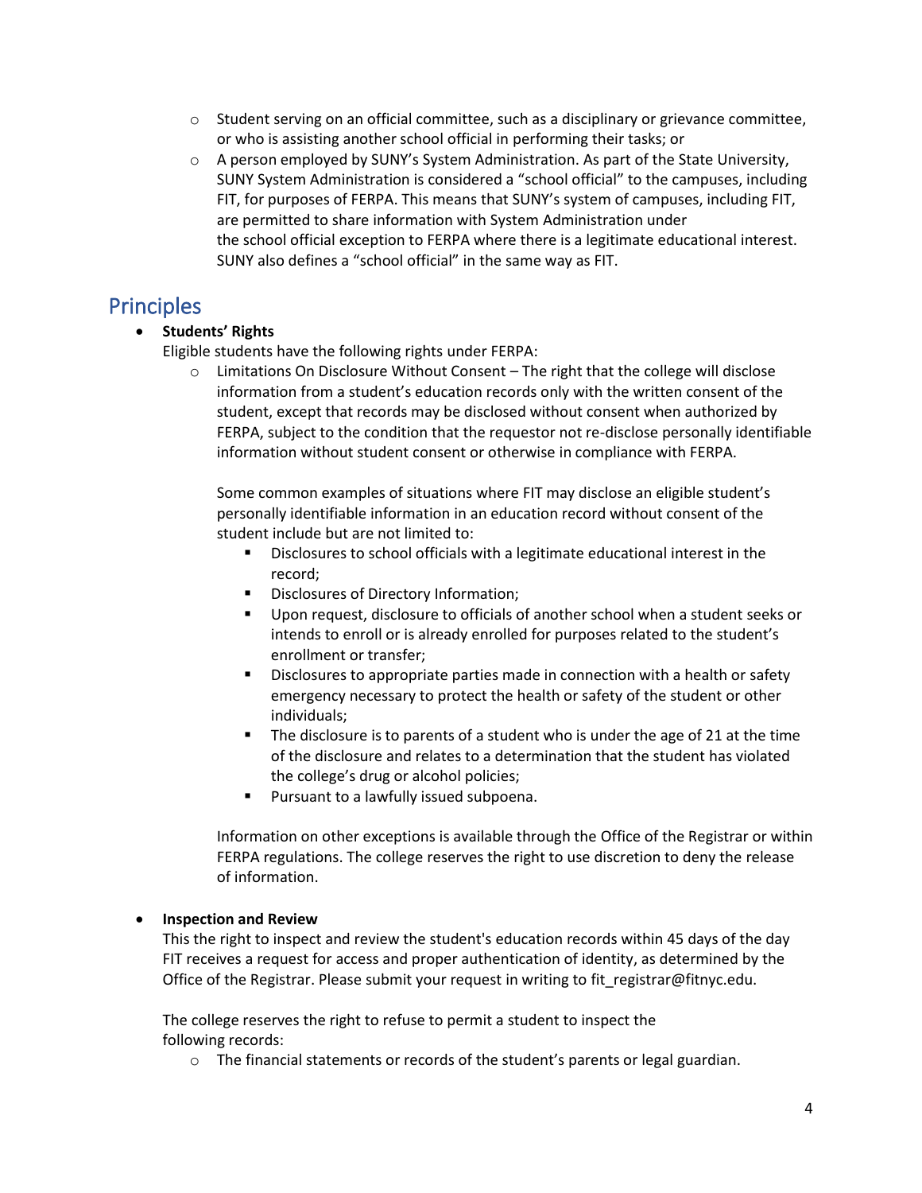- Student serving on an official committee, such as a disciplinary or grievance committee, or who is assisting another school official in performing their tasks; or
   - A person employed by SUNY's System Administration. As part of the State University, SUNY System Administration is considered a "school official" to the campuses, including FIT, for purposes of FERPA. This means that SUNY's system of campuses, including FIT, are permitted to share information with System Administration under the school official exception to FERPA where there is a legitimate educational interest. SUNY also defines a "school official" in the same way as FIT.

## Principles

- **Students' Rights**
  Eligible students have the following rights under FERPA:
   - Limitations On Disclosure Without Consent – The right that the college will disclose information from a student's education records only with the written consent of the student, except that records may be disclosed without consent when authorized by FERPA, subject to the condition that the requestor not re-disclose personally identifiable information without student consent or otherwise in compliance with FERPA.

     Some common examples of situations where FIT may disclose an eligible student's personally identifiable information in an education record without consent of the student include but are not limited to:
       - Disclosures to school officials with a legitimate educational interest in the record;
       - Disclosures of Directory Information;
       - Upon request, disclosure to officials of another school when a student seeks or intends to enroll or is already enrolled for purposes related to the student's enrollment or transfer;
       - Disclosures to appropriate parties made in connection with a health or safety emergency necessary to protect the health or safety of the student or other individuals;
       - The disclosure is to parents of a student who is under the age of 21 at the time of the disclosure and relates to a determination that the student has violated the college's drug or alcohol policies;
       - Pursuant to a lawfully issued subpoena.

     Information on other exceptions is available through the Office of the Registrar or within FERPA regulations. The college reserves the right to use discretion to deny the release of information.

- **Inspection and Review**
  This the right to inspect and review the student's education records within 45 days of the day FIT receives a request for access and proper authentication of identity, as determined by the Office of the Registrar. Please submit your request in writing to fit_registrar@fitnyc.edu.

  The college reserves the right to refuse to permit a student to inspect the following records:
   - The financial statements or records of the student's parents or legal guardian.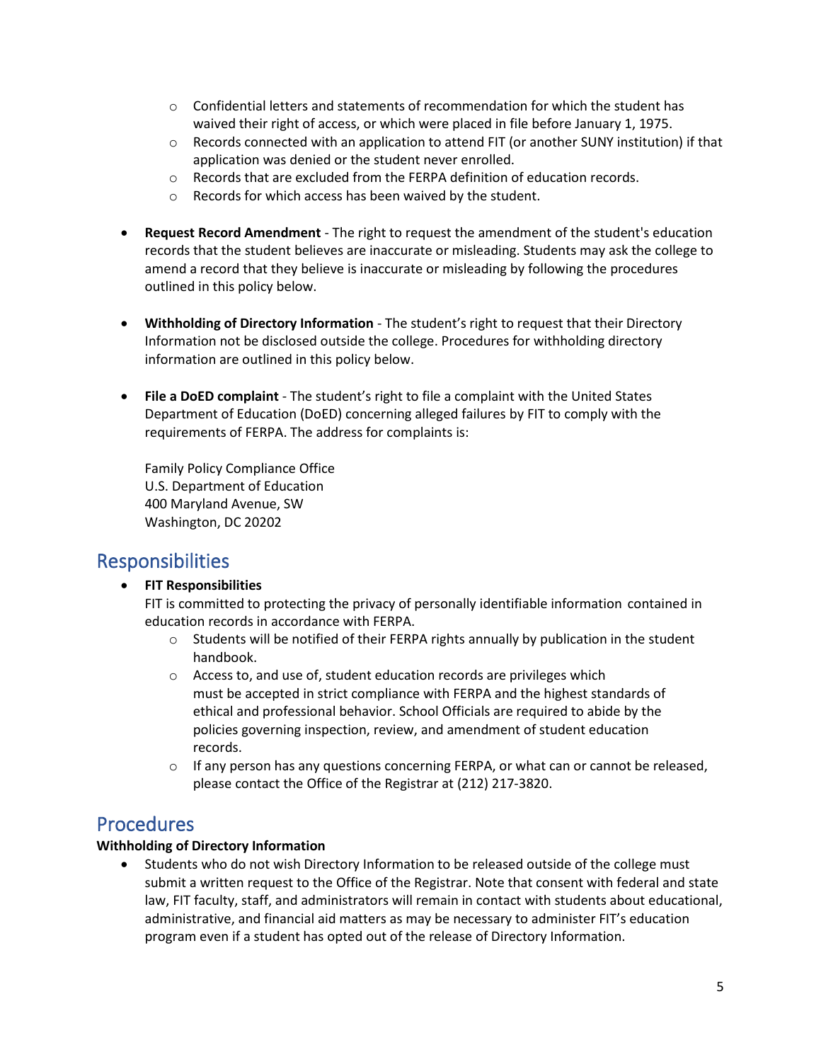- Confidential letters and statements of recommendation for which the student has waived their right of access, or which were placed in file before January 1, 1975.
  - Records connected with an application to attend FIT (or another SUNY institution) if that application was denied or the student never enrolled.
  - Records that are excluded from the FERPA definition of education records.
  - Records for which access has been waived by the student.

- **Request Record Amendment** - The right to request the amendment of the student's education records that the student believes are inaccurate or misleading. Students may ask the college to amend a record that they believe is inaccurate or misleading by following the procedures outlined in this policy below.

- **Withholding of Directory Information** - The student's right to request that their Directory Information not be disclosed outside the college. Procedures for withholding directory information are outlined in this policy below.

- **File a DoED complaint** - The student's right to file a complaint with the United States Department of Education (DoED) concerning alleged failures by FIT to comply with the requirements of FERPA. The address for complaints is:

  Family Policy Compliance Office
  U.S. Department of Education
  400 Maryland Avenue, SW
  Washington, DC 20202

## Responsibilities

- **FIT Responsibilities**
  FIT is committed to protecting the privacy of personally identifiable information contained in education records in accordance with FERPA.
  - Students will be notified of their FERPA rights annually by publication in the student handbook.
  - Access to, and use of, student education records are privileges which must be accepted in strict compliance with FERPA and the highest standards of ethical and professional behavior. School Officials are required to abide by the policies governing inspection, review, and amendment of student education records.
  - If any person has any questions concerning FERPA, or what can or cannot be released, please contact the Office of the Registrar at (212) 217-3820.

## Procedures

**Withholding of Directory Information**

- Students who do not wish Directory Information to be released outside of the college must submit a written request to the Office of the Registrar. Note that consent with federal and state law, FIT faculty, staff, and administrators will remain in contact with students about educational, administrative, and financial aid matters as may be necessary to administer FIT's education program even if a student has opted out of the release of Directory Information.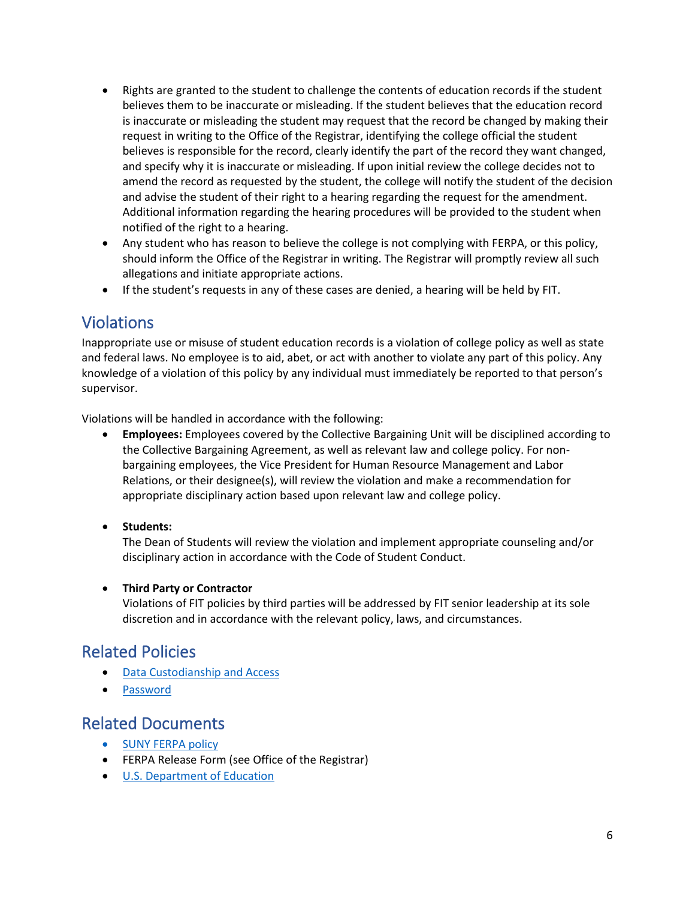- Rights are granted to the student to challenge the contents of education records if the student believes them to be inaccurate or misleading. If the student believes that the education record is inaccurate or misleading the student may request that the record be changed by making their request in writing to the Office of the Registrar, identifying the college official the student believes is responsible for the record, clearly identify the part of the record they want changed, and specify why it is inaccurate or misleading. If upon initial review the college decides not to amend the record as requested by the student, the college will notify the student of the decision and advise the student of their right to a hearing regarding the request for the amendment. Additional information regarding the hearing procedures will be provided to the student when notified of the right to a hearing.
- Any student who has reason to believe the college is not complying with FERPA, or this policy, should inform the Office of the Registrar in writing. The Registrar will promptly review all such allegations and initiate appropriate actions.
- If the student's requests in any of these cases are denied, a hearing will be held by FIT.

## Violations

Inappropriate use or misuse of student education records is a violation of college policy as well as state and federal laws. No employee is to aid, abet, or act with another to violate any part of this policy. Any knowledge of a violation of this policy by any individual must immediately be reported to that person's supervisor.

Violations will be handled in accordance with the following:

- **Employees:** Employees covered by the Collective Bargaining Unit will be disciplined according to the Collective Bargaining Agreement, as well as relevant law and college policy. For non-bargaining employees, the Vice President for Human Resource Management and Labor Relations, or their designee(s), will review the violation and make a recommendation for appropriate disciplinary action based upon relevant law and college policy.

- **Students:**
  The Dean of Students will review the violation and implement appropriate counseling and/or disciplinary action in accordance with the Code of Student Conduct.

- **Third Party or Contractor**
  Violations of FIT policies by third parties will be addressed by FIT senior leadership at its sole discretion and in accordance with the relevant policy, laws, and circumstances.

## Related Policies

- Data Custodianship and Access
- Password

## Related Documents

- SUNY FERPA policy
- FERPA Release Form (see Office of the Registrar)
- U.S. Department of Education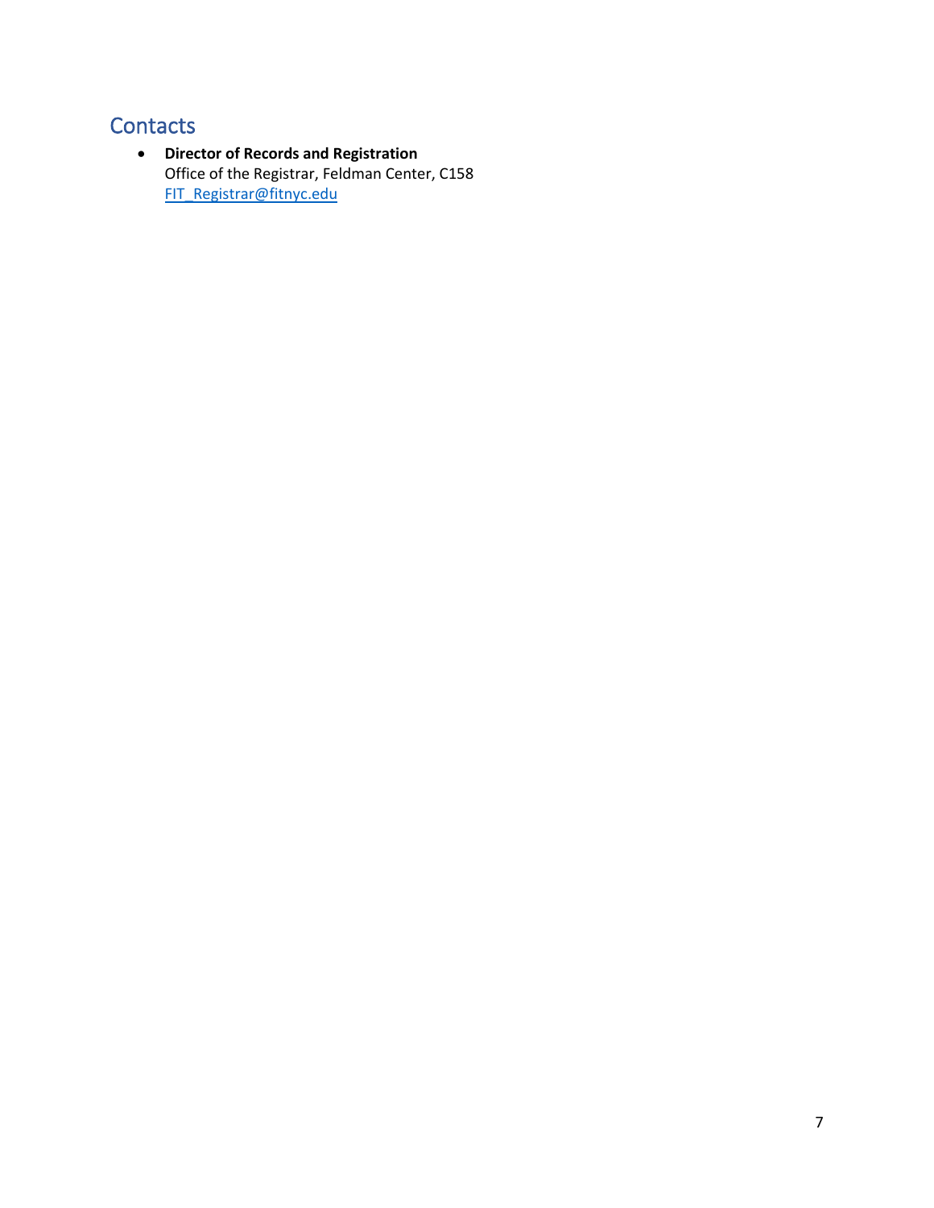## Contacts

- **Director of Records and Registration**
  Office of the Registrar, Feldman Center, C158
  FIT_Registrar@fitnyc.edu